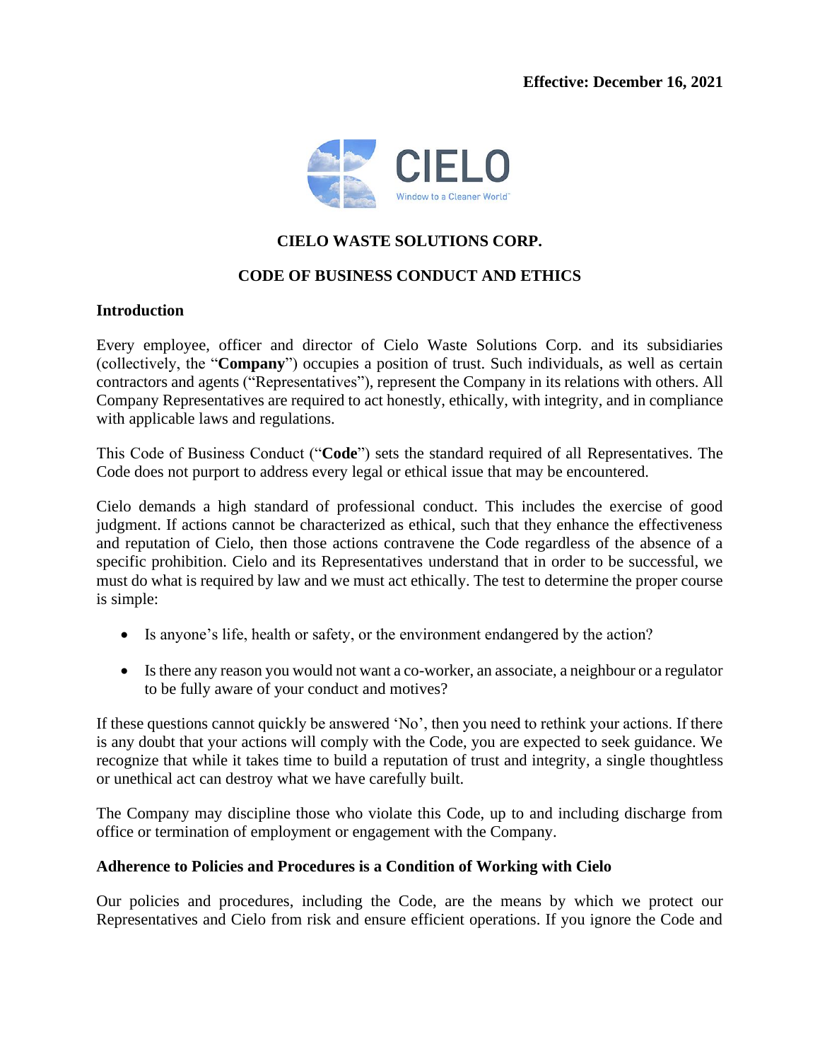**Effective: December 16, 2021**

CIELO

Window to a Cleaner World™

# CIELO WASTE SOLUTIONS CORP.

# CODE OF BUSINESS CONDUCT AND ETHICS

## Introduction

Every employee, officer and director of Cielo Waste Solutions Corp. and its subsidiaries (collectively, the "**Company**") occupies a position of trust. Such individuals, as well as certain contractors and agents ("Representatives"), represent the Company in its relations with others. All Company Representatives are required to act honestly, ethically, with integrity, and in compliance with applicable laws and regulations.

This Code of Business Conduct ("**Code**") sets the standard required of all Representatives. The Code does not purport to address every legal or ethical issue that may be encountered.

Cielo demands a high standard of professional conduct. This includes the exercise of good judgment. If actions cannot be characterized as ethical, such that they enhance the effectiveness and reputation of Cielo, then those actions contravene the Code regardless of the absence of a specific prohibition. Cielo and its Representatives understand that in order to be successful, we must do what is required by law and we must act ethically. The test to determine the proper course is simple:

- Is anyone's life, health or safety, or the environment endangered by the action?
- Is there any reason you would not want a co-worker, an associate, a neighbour or a regulator to be fully aware of your conduct and motives?

If these questions cannot quickly be answered 'No', then you need to rethink your actions. If there is any doubt that your actions will comply with the Code, you are expected to seek guidance. We recognize that while it takes time to build a reputation of trust and integrity, a single thoughtless or unethical act can destroy what we have carefully built.

The Company may discipline those who violate this Code, up to and including discharge from office or termination of employment or engagement with the Company.

## Adherence to Policies and Procedures is a Condition of Working with Cielo

Our policies and procedures, including the Code, are the means by which we protect our Representatives and Cielo from risk and ensure efficient operations. If you ignore the Code and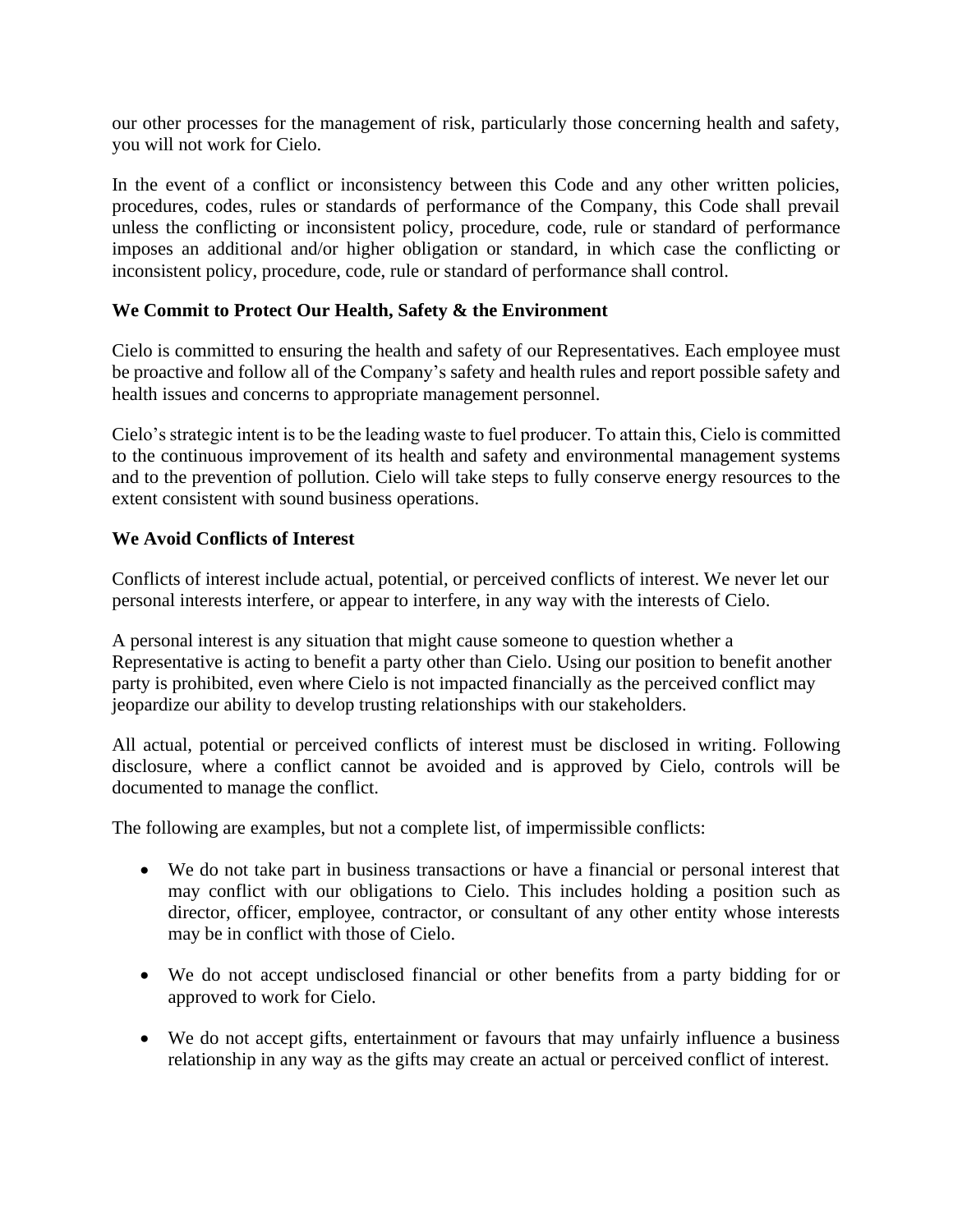our other processes for the management of risk, particularly those concerning health and safety, you will not work for Cielo.

In the event of a conflict or inconsistency between this Code and any other written policies, procedures, codes, rules or standards of performance of the Company, this Code shall prevail unless the conflicting or inconsistent policy, procedure, code, rule or standard of performance imposes an additional and/or higher obligation or standard, in which case the conflicting or inconsistent policy, procedure, code, rule or standard of performance shall control.

**We Commit to Protect Our Health, Safety & the Environment**

Cielo is committed to ensuring the health and safety of our Representatives. Each employee must be proactive and follow all of the Company's safety and health rules and report possible safety and health issues and concerns to appropriate management personnel.

Cielo's strategic intent is to be the leading waste to fuel producer. To attain this, Cielo is committed to the continuous improvement of its health and safety and environmental management systems and to the prevention of pollution. Cielo will take steps to fully conserve energy resources to the extent consistent with sound business operations.

**We Avoid Conflicts of Interest**

Conflicts of interest include actual, potential, or perceived conflicts of interest. We never let our personal interests interfere, or appear to interfere, in any way with the interests of Cielo.

A personal interest is any situation that might cause someone to question whether a Representative is acting to benefit a party other than Cielo. Using our position to benefit another party is prohibited, even where Cielo is not impacted financially as the perceived conflict may jeopardize our ability to develop trusting relationships with our stakeholders.

All actual, potential or perceived conflicts of interest must be disclosed in writing. Following disclosure, where a conflict cannot be avoided and is approved by Cielo, controls will be documented to manage the conflict.

The following are examples, but not a complete list, of impermissible conflicts:

- We do not take part in business transactions or have a financial or personal interest that may conflict with our obligations to Cielo. This includes holding a position such as director, officer, employee, contractor, or consultant of any other entity whose interests may be in conflict with those of Cielo.

- We do not accept undisclosed financial or other benefits from a party bidding for or approved to work for Cielo.

- We do not accept gifts, entertainment or favours that may unfairly influence a business relationship in any way as the gifts may create an actual or perceived conflict of interest.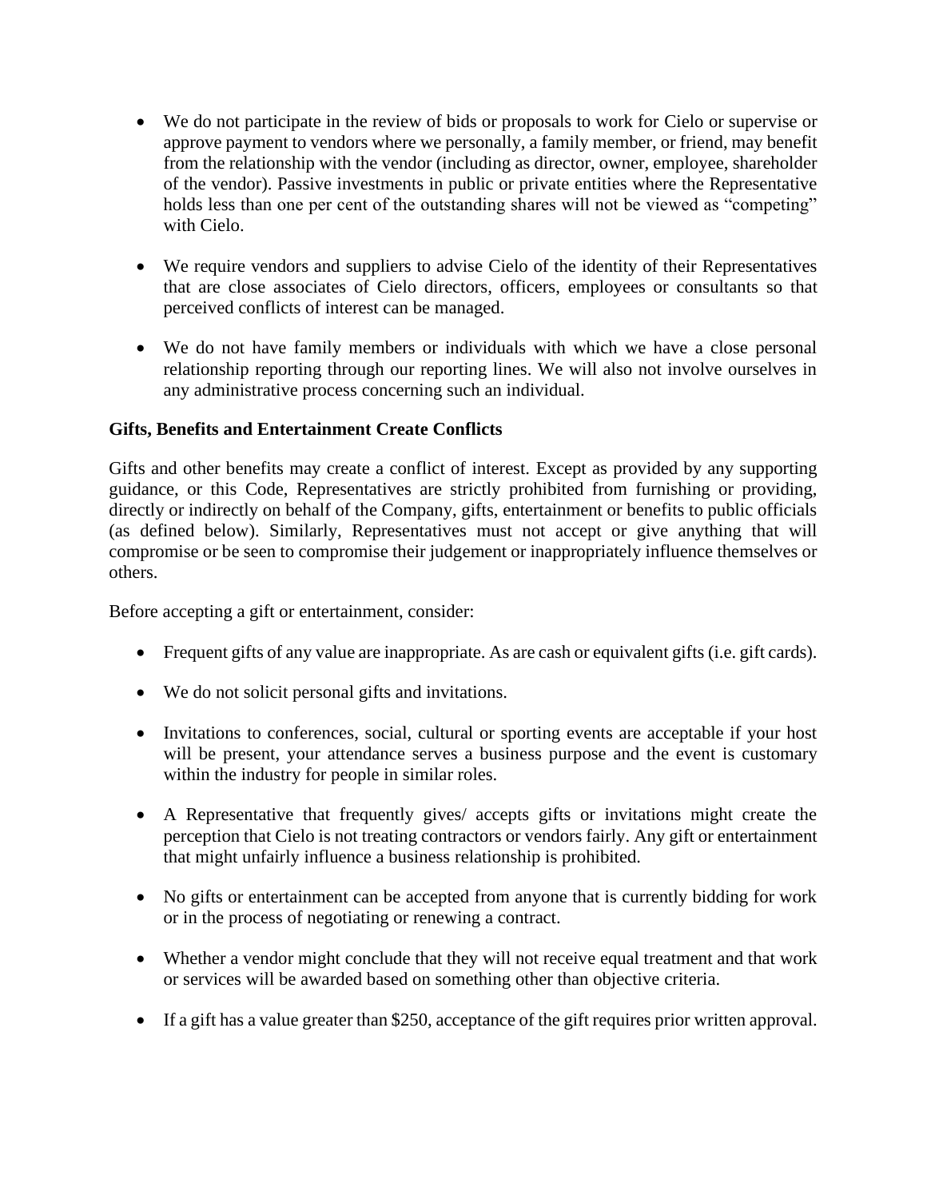- We do not participate in the review of bids or proposals to work for Cielo or supervise or approve payment to vendors where we personally, a family member, or friend, may benefit from the relationship with the vendor (including as director, owner, employee, shareholder of the vendor). Passive investments in public or private entities where the Representative holds less than one per cent of the outstanding shares will not be viewed as "competing" with Cielo.

- We require vendors and suppliers to advise Cielo of the identity of their Representatives that are close associates of Cielo directors, officers, employees or consultants so that perceived conflicts of interest can be managed.

- We do not have family members or individuals with which we have a close personal relationship reporting through our reporting lines. We will also not involve ourselves in any administrative process concerning such an individual.

**Gifts, Benefits and Entertainment Create Conflicts**

Gifts and other benefits may create a conflict of interest. Except as provided by any supporting guidance, or this Code, Representatives are strictly prohibited from furnishing or providing, directly or indirectly on behalf of the Company, gifts, entertainment or benefits to public officials (as defined below). Similarly, Representatives must not accept or give anything that will compromise or be seen to compromise their judgement or inappropriately influence themselves or others.

Before accepting a gift or entertainment, consider:

- Frequent gifts of any value are inappropriate. As are cash or equivalent gifts (i.e. gift cards).

- We do not solicit personal gifts and invitations.

- Invitations to conferences, social, cultural or sporting events are acceptable if your host will be present, your attendance serves a business purpose and the event is customary within the industry for people in similar roles.

- A Representative that frequently gives/ accepts gifts or invitations might create the perception that Cielo is not treating contractors or vendors fairly. Any gift or entertainment that might unfairly influence a business relationship is prohibited.

- No gifts or entertainment can be accepted from anyone that is currently bidding for work or in the process of negotiating or renewing a contract.

- Whether a vendor might conclude that they will not receive equal treatment and that work or services will be awarded based on something other than objective criteria.

- If a gift has a value greater than $250, acceptance of the gift requires prior written approval.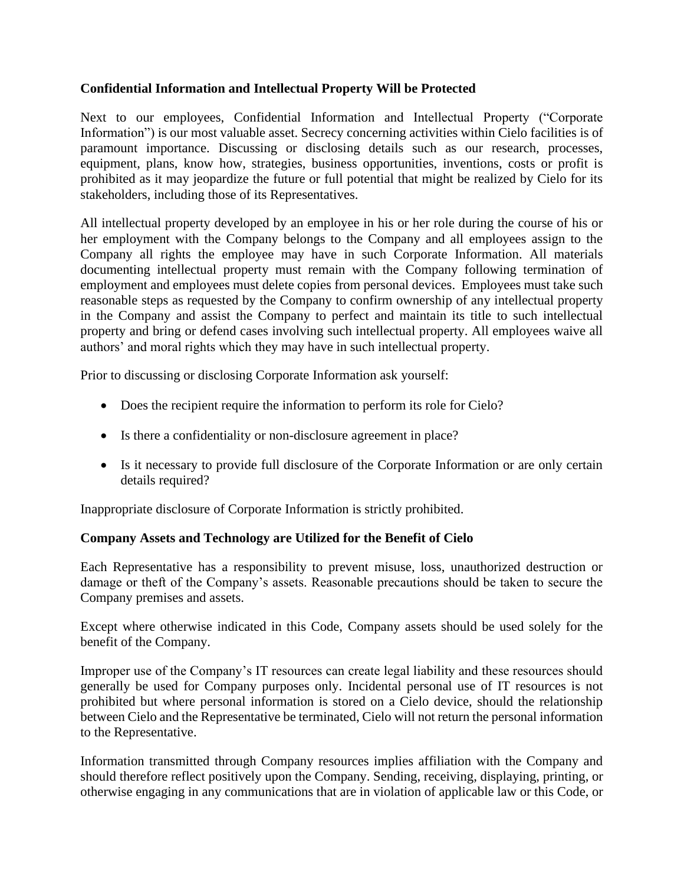**Confidential Information and Intellectual Property Will be Protected**

Next to our employees, Confidential Information and Intellectual Property ("Corporate Information") is our most valuable asset. Secrecy concerning activities within Cielo facilities is of paramount importance. Discussing or disclosing details such as our research, processes, equipment, plans, know how, strategies, business opportunities, inventions, costs or profit is prohibited as it may jeopardize the future or full potential that might be realized by Cielo for its stakeholders, including those of its Representatives.

All intellectual property developed by an employee in his or her role during the course of his or her employment with the Company belongs to the Company and all employees assign to the Company all rights the employee may have in such Corporate Information. All materials documenting intellectual property must remain with the Company following termination of employment and employees must delete copies from personal devices. Employees must take such reasonable steps as requested by the Company to confirm ownership of any intellectual property in the Company and assist the Company to perfect and maintain its title to such intellectual property and bring or defend cases involving such intellectual property. All employees waive all authors' and moral rights which they may have in such intellectual property.

Prior to discussing or disclosing Corporate Information ask yourself:

- Does the recipient require the information to perform its role for Cielo?
- Is there a confidentiality or non-disclosure agreement in place?
- Is it necessary to provide full disclosure of the Corporate Information or are only certain details required?

Inappropriate disclosure of Corporate Information is strictly prohibited.

**Company Assets and Technology are Utilized for the Benefit of Cielo**

Each Representative has a responsibility to prevent misuse, loss, unauthorized destruction or damage or theft of the Company's assets. Reasonable precautions should be taken to secure the Company premises and assets.

Except where otherwise indicated in this Code, Company assets should be used solely for the benefit of the Company.

Improper use of the Company's IT resources can create legal liability and these resources should generally be used for Company purposes only. Incidental personal use of IT resources is not prohibited but where personal information is stored on a Cielo device, should the relationship between Cielo and the Representative be terminated, Cielo will not return the personal information to the Representative.

Information transmitted through Company resources implies affiliation with the Company and should therefore reflect positively upon the Company. Sending, receiving, displaying, printing, or otherwise engaging in any communications that are in violation of applicable law or this Code, or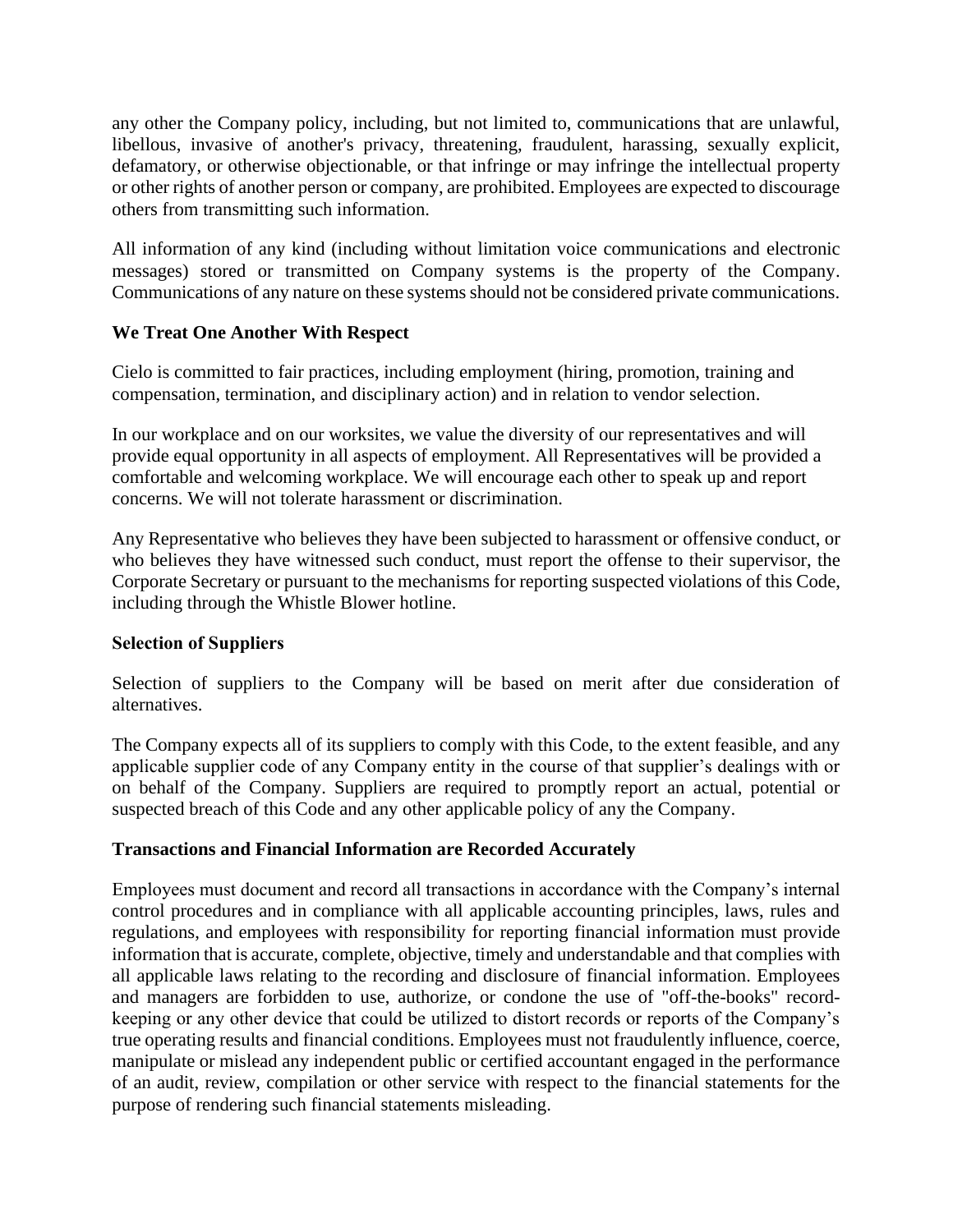any other the Company policy, including, but not limited to, communications that are unlawful, libellous, invasive of another's privacy, threatening, fraudulent, harassing, sexually explicit, defamatory, or otherwise objectionable, or that infringe or may infringe the intellectual property or other rights of another person or company, are prohibited. Employees are expected to discourage others from transmitting such information.

All information of any kind (including without limitation voice communications and electronic messages) stored or transmitted on Company systems is the property of the Company. Communications of any nature on these systems should not be considered private communications.

**We Treat One Another With Respect**

Cielo is committed to fair practices, including employment (hiring, promotion, training and compensation, termination, and disciplinary action) and in relation to vendor selection.

In our workplace and on our worksites, we value the diversity of our representatives and will provide equal opportunity in all aspects of employment. All Representatives will be provided a comfortable and welcoming workplace. We will encourage each other to speak up and report concerns. We will not tolerate harassment or discrimination.

Any Representative who believes they have been subjected to harassment or offensive conduct, or who believes they have witnessed such conduct, must report the offense to their supervisor, the Corporate Secretary or pursuant to the mechanisms for reporting suspected violations of this Code, including through the Whistle Blower hotline.

**Selection of Suppliers**

Selection of suppliers to the Company will be based on merit after due consideration of alternatives.

The Company expects all of its suppliers to comply with this Code, to the extent feasible, and any applicable supplier code of any Company entity in the course of that supplier's dealings with or on behalf of the Company. Suppliers are required to promptly report an actual, potential or suspected breach of this Code and any other applicable policy of any the Company.

**Transactions and Financial Information are Recorded Accurately**

Employees must document and record all transactions in accordance with the Company's internal control procedures and in compliance with all applicable accounting principles, laws, rules and regulations, and employees with responsibility for reporting financial information must provide information that is accurate, complete, objective, timely and understandable and that complies with all applicable laws relating to the recording and disclosure of financial information. Employees and managers are forbidden to use, authorize, or condone the use of "off-the-books" record-keeping or any other device that could be utilized to distort records or reports of the Company's true operating results and financial conditions. Employees must not fraudulently influence, coerce, manipulate or mislead any independent public or certified accountant engaged in the performance of an audit, review, compilation or other service with respect to the financial statements for the purpose of rendering such financial statements misleading.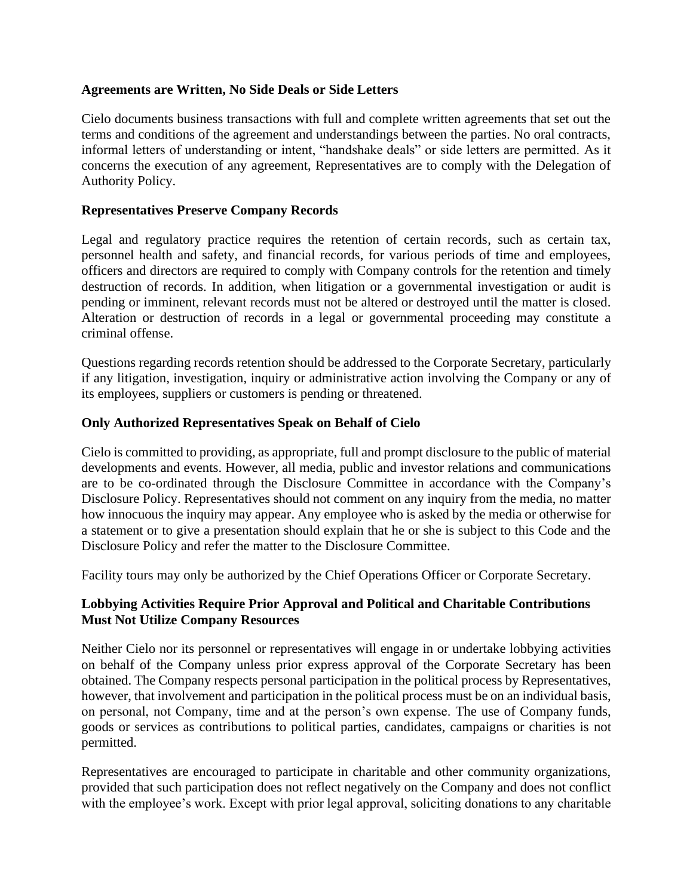**Agreements are Written, No Side Deals or Side Letters**

Cielo documents business transactions with full and complete written agreements that set out the terms and conditions of the agreement and understandings between the parties. No oral contracts, informal letters of understanding or intent, "handshake deals" or side letters are permitted. As it concerns the execution of any agreement, Representatives are to comply with the Delegation of Authority Policy.

**Representatives Preserve Company Records**

Legal and regulatory practice requires the retention of certain records, such as certain tax, personnel health and safety, and financial records, for various periods of time and employees, officers and directors are required to comply with Company controls for the retention and timely destruction of records. In addition, when litigation or a governmental investigation or audit is pending or imminent, relevant records must not be altered or destroyed until the matter is closed. Alteration or destruction of records in a legal or governmental proceeding may constitute a criminal offense.

Questions regarding records retention should be addressed to the Corporate Secretary, particularly if any litigation, investigation, inquiry or administrative action involving the Company or any of its employees, suppliers or customers is pending or threatened.

**Only Authorized Representatives Speak on Behalf of Cielo**

Cielo is committed to providing, as appropriate, full and prompt disclosure to the public of material developments and events. However, all media, public and investor relations and communications are to be co-ordinated through the Disclosure Committee in accordance with the Company's Disclosure Policy. Representatives should not comment on any inquiry from the media, no matter how innocuous the inquiry may appear. Any employee who is asked by the media or otherwise for a statement or to give a presentation should explain that he or she is subject to this Code and the Disclosure Policy and refer the matter to the Disclosure Committee.

Facility tours may only be authorized by the Chief Operations Officer or Corporate Secretary.

**Lobbying Activities Require Prior Approval and Political and Charitable Contributions Must Not Utilize Company Resources**

Neither Cielo nor its personnel or representatives will engage in or undertake lobbying activities on behalf of the Company unless prior express approval of the Corporate Secretary has been obtained. The Company respects personal participation in the political process by Representatives, however, that involvement and participation in the political process must be on an individual basis, on personal, not Company, time and at the person's own expense. The use of Company funds, goods or services as contributions to political parties, candidates, campaigns or charities is not permitted.

Representatives are encouraged to participate in charitable and other community organizations, provided that such participation does not reflect negatively on the Company and does not conflict with the employee's work. Except with prior legal approval, soliciting donations to any charitable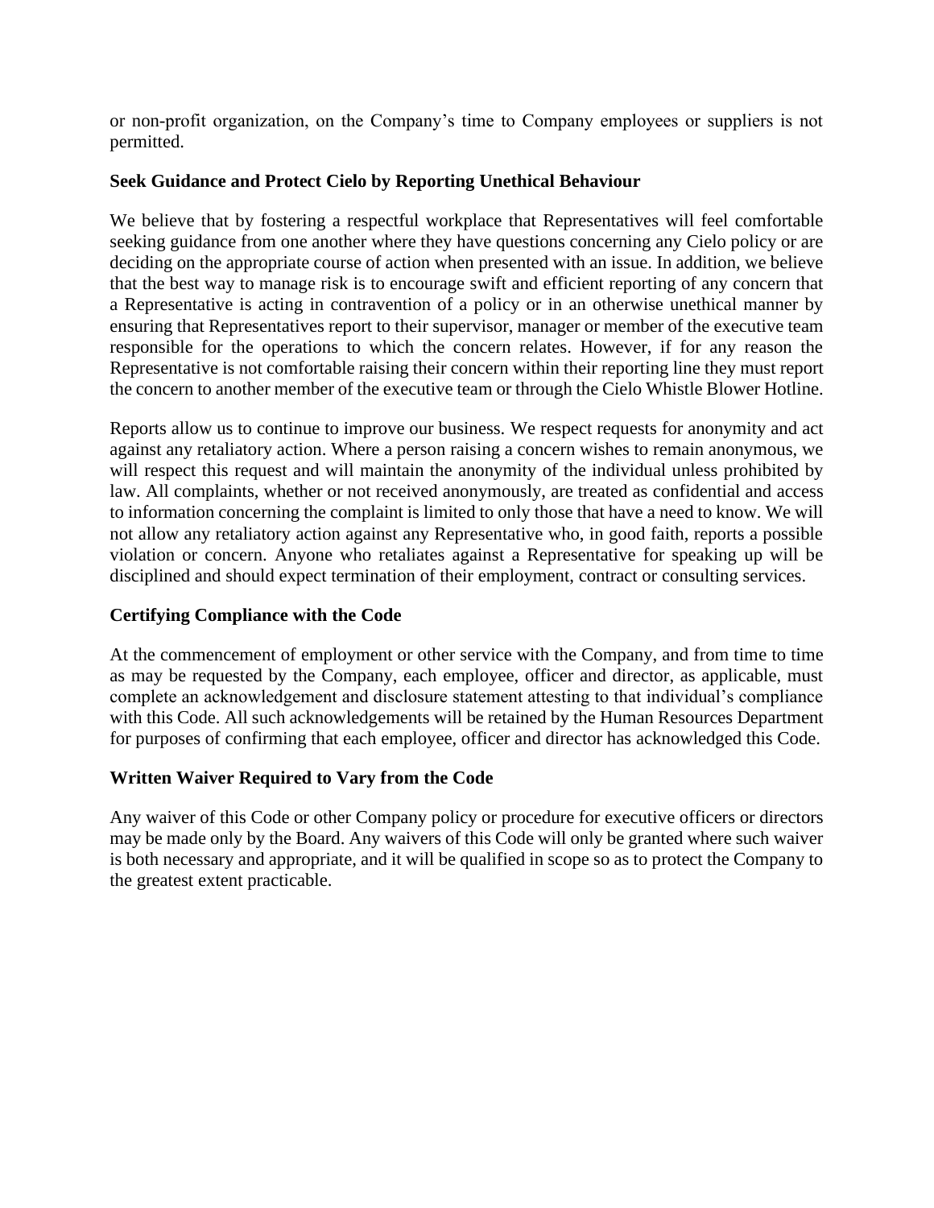or non-profit organization, on the Company's time to Company employees or suppliers is not permitted.

### Seek Guidance and Protect Cielo by Reporting Unethical Behaviour

We believe that by fostering a respectful workplace that Representatives will feel comfortable seeking guidance from one another where they have questions concerning any Cielo policy or are deciding on the appropriate course of action when presented with an issue. In addition, we believe that the best way to manage risk is to encourage swift and efficient reporting of any concern that a Representative is acting in contravention of a policy or in an otherwise unethical manner by ensuring that Representatives report to their supervisor, manager or member of the executive team responsible for the operations to which the concern relates. However, if for any reason the Representative is not comfortable raising their concern within their reporting line they must report the concern to another member of the executive team or through the Cielo Whistle Blower Hotline.

Reports allow us to continue to improve our business. We respect requests for anonymity and act against any retaliatory action. Where a person raising a concern wishes to remain anonymous, we will respect this request and will maintain the anonymity of the individual unless prohibited by law. All complaints, whether or not received anonymously, are treated as confidential and access to information concerning the complaint is limited to only those that have a need to know. We will not allow any retaliatory action against any Representative who, in good faith, reports a possible violation or concern. Anyone who retaliates against a Representative for speaking up will be disciplined and should expect termination of their employment, contract or consulting services.

### Certifying Compliance with the Code

At the commencement of employment or other service with the Company, and from time to time as may be requested by the Company, each employee, officer and director, as applicable, must complete an acknowledgement and disclosure statement attesting to that individual's compliance with this Code. All such acknowledgements will be retained by the Human Resources Department for purposes of confirming that each employee, officer and director has acknowledged this Code.

### Written Waiver Required to Vary from the Code

Any waiver of this Code or other Company policy or procedure for executive officers or directors may be made only by the Board. Any waivers of this Code will only be granted where such waiver is both necessary and appropriate, and it will be qualified in scope so as to protect the Company to the greatest extent practicable.